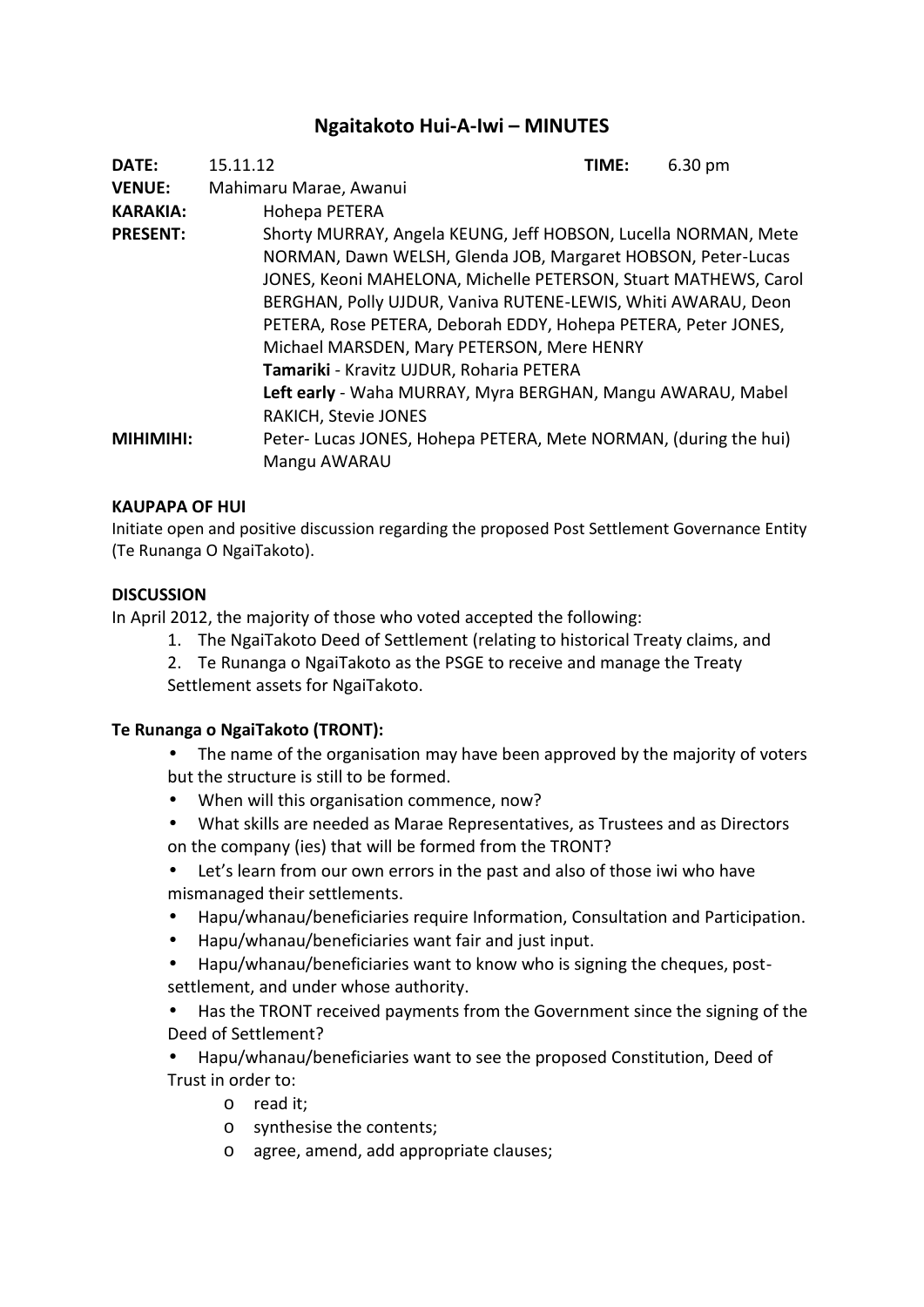# Ngaitakoto Hui-A-Iwi – MINUTES

**DATE:** 15.11.12 **TIME:** 6.30 pm

**VENUE:** Mahimaru Marae, Awanui

**KARAKIA:** Hohepa PETERA

**PRESENT:** Shorty MURRAY, Angela KEUNG, Jeff HOBSON, Lucella NORMAN, Mete NORMAN, Dawn WELSH, Glenda JOB, Margaret HOBSON, Peter-Lucas JONES, Keoni MAHELONA, Michelle PETERSON, Stuart MATHEWS, Carol BERGHAN, Polly UJDUR, Vaniva RUTENE-LEWIS, Whiti AWARAU, Deon PETERA, Rose PETERA, Deborah EDDY, Hohepa PETERA, Peter JONES, Michael MARSDEN, Mary PETERSON, Mere HENRY

**Tamariki** - Kravitz UJDUR, Roharia PETERA

**Left early** - Waha MURRAY, Myra BERGHAN, Mangu AWARAU, Mabel RAKICH, Stevie JONES

**MIHIMIHI:** Peter- Lucas JONES, Hohepa PETERA, Mete NORMAN, (during the hui) Mangu AWARAU

**KAUPAPA OF HUI**

Initiate open and positive discussion regarding the proposed Post Settlement Governance Entity (Te Runanga O NgaiTakoto).

**DISCUSSION**

In April 2012, the majority of those who voted accepted the following:

1. The NgaiTakoto Deed of Settlement (relating to historical Treaty claims, and
2. Te Runanga o NgaiTakoto as the PSGE to receive and manage the Treaty Settlement assets for NgaiTakoto.

**Te Runanga o NgaiTakoto (TRONT):**

- The name of the organisation may have been approved by the majority of voters but the structure is still to be formed.
- When will this organisation commence, now?
- What skills are needed as Marae Representatives, as Trustees and as Directors on the company (ies) that will be formed from the TRONT?
- Let's learn from our own errors in the past and also of those iwi who have mismanaged their settlements.
- Hapu/whanau/beneficiaries require Information, Consultation and Participation.
- Hapu/whanau/beneficiaries want fair and just input.
- Hapu/whanau/beneficiaries want to know who is signing the cheques, post-settlement, and under whose authority.
- Has the TRONT received payments from the Government since the signing of the Deed of Settlement?
- Hapu/whanau/beneficiaries want to see the proposed Constitution, Deed of Trust in order to:
  - read it;
  - synthesise the contents;
  - agree, amend, add appropriate clauses;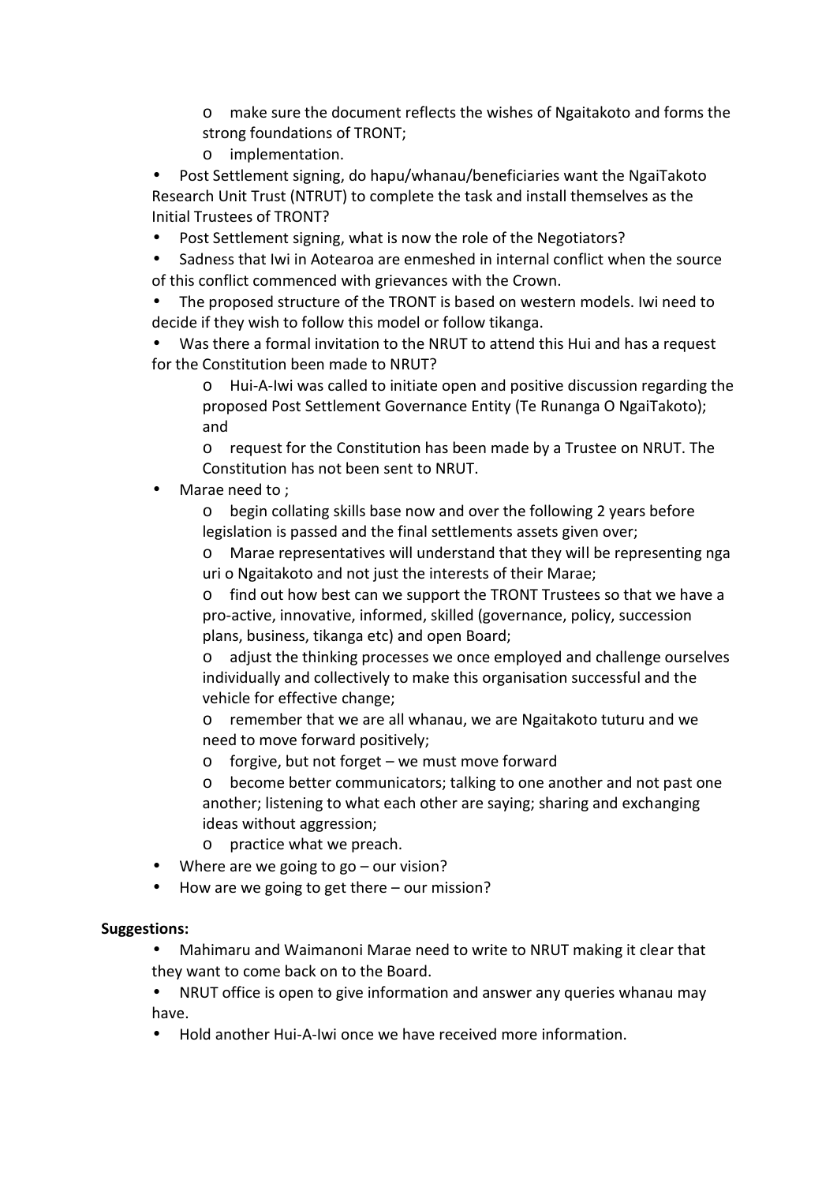- make sure the document reflects the wishes of Ngaitakoto and forms the strong foundations of TRONT;
  - implementation.
- Post Settlement signing, do hapu/whanau/beneficiaries want the NgaiTakoto Research Unit Trust (NTRUT) to complete the task and install themselves as the Initial Trustees of TRONT?
- Post Settlement signing, what is now the role of the Negotiators?
- Sadness that Iwi in Aotearoa are enmeshed in internal conflict when the source of this conflict commenced with grievances with the Crown.
- The proposed structure of the TRONT is based on western models. Iwi need to decide if they wish to follow this model or follow tikanga.
- Was there a formal invitation to the NRUT to attend this Hui and has a request for the Constitution been made to NRUT?
  - Hui-A-Iwi was called to initiate open and positive discussion regarding the proposed Post Settlement Governance Entity (Te Runanga O NgaiTakoto); and
  - request for the Constitution has been made by a Trustee on NRUT. The Constitution has not been sent to NRUT.
- Marae need to ;
  - begin collating skills base now and over the following 2 years before legislation is passed and the final settlements assets given over;
  - Marae representatives will understand that they will be representing nga uri o Ngaitakoto and not just the interests of their Marae;
  - find out how best can we support the TRONT Trustees so that we have a pro-active, innovative, informed, skilled (governance, policy, succession plans, business, tikanga etc) and open Board;
  - adjust the thinking processes we once employed and challenge ourselves individually and collectively to make this organisation successful and the vehicle for effective change;
  - remember that we are all whanau, we are Ngaitakoto tuturu and we need to move forward positively;
  - forgive, but not forget – we must move forward
  - become better communicators; talking to one another and not past one another; listening to what each other are saying; sharing and exchanging ideas without aggression;
  - practice what we preach.
- Where are we going to go – our vision?
- How are we going to get there – our mission?

**Suggestions:**

- Mahimaru and Waimanoni Marae need to write to NRUT making it clear that they want to come back on to the Board.
- NRUT office is open to give information and answer any queries whanau may have.
- Hold another Hui-A-Iwi once we have received more information.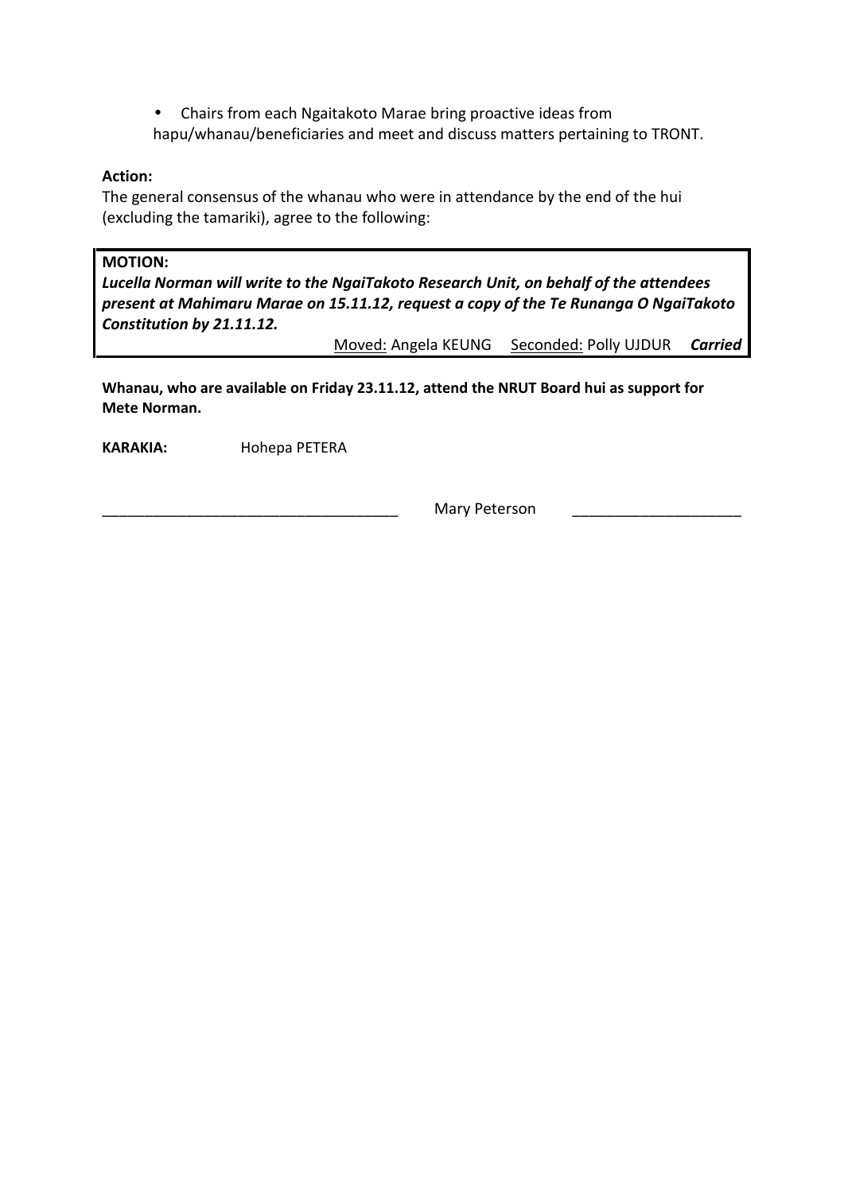- Chairs from each Ngaitakoto Marae bring proactive ideas from hapu/whanau/beneficiaries and meet and discuss matters pertaining to TRONT.

**Action:**

The general consensus of the whanau who were in attendance by the end of the hui (excluding the tamariki), agree to the following:

**MOTION:**

***Lucella Norman will write to the NgaiTakoto Research Unit, on behalf of the attendees present at Mahimaru Marae on 15.11.12, request a copy of the Te Runanga O NgaiTakoto Constitution by 21.11.12.***

Moved: Angela KEUNG  Seconded: Polly UJDUR  ***Carried***

**Whanau, who are available on Friday 23.11.12, attend the NRUT Board hui as support for Mete Norman.**

**KARAKIA:** Hohepa PETERA

___________________________________ Mary Peterson ____________________